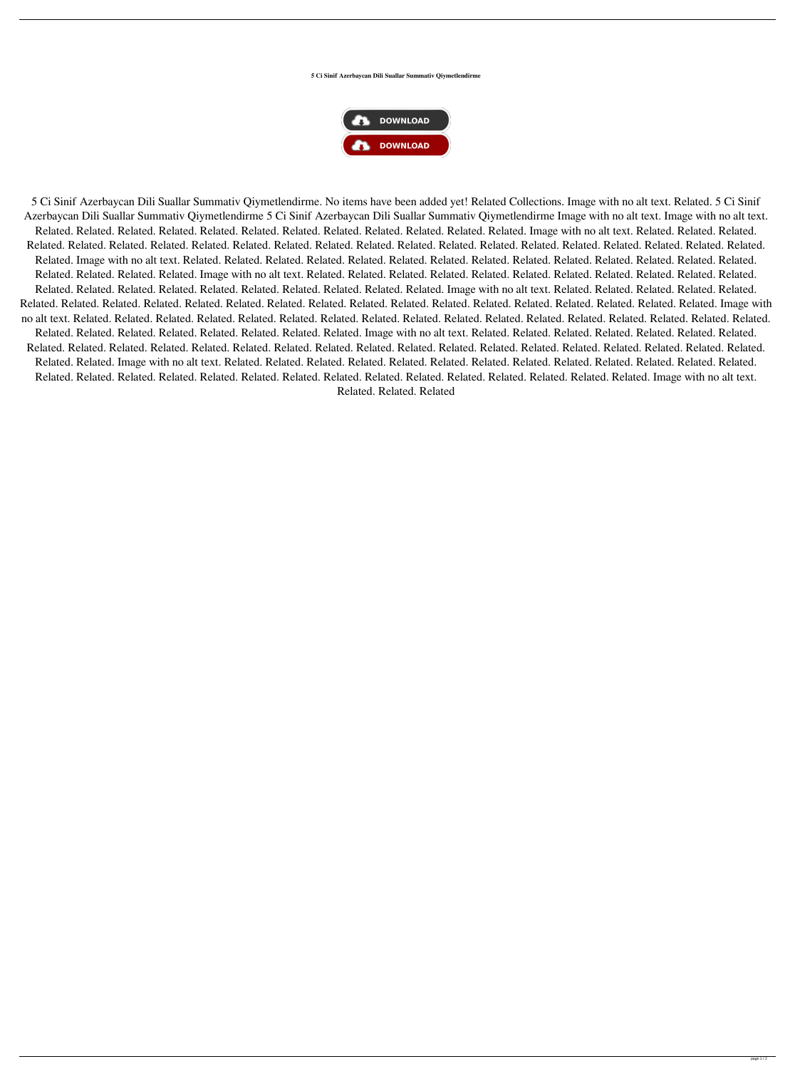**5 Ci Sinif Azerbaycan Dili Suallar Summativ Qiymetlendirme**

5 Ci Sinif Azerbaycan Dili Suallar Summativ Qiymetlendirme. No items have been added yet! Related Collections. Image with no alt text. Related. 5 Ci Sinif Azerbaycan Dili Suallar Summativ Qiymetlendirme 5 Ci Sinif Azerbaycan Dili Suallar Summativ Qiymetlendirme Image with no alt text. Image with no alt text. Related. Related. Related. Related. Related. Related. Related. Related. Related. Related. Related. Related. Image with no alt text. Related. Related. Related. Related. Related. Related. Related. Related. Related. Related. Related. Related. Related. Related. Related. Related. Related. Related. Related. Related. Related. Related. Image with no alt text. Related. Related. Related. Related. Related. Related. Related. Related. Related. Related. Related. Related. Related. Related. Related. Related. Related. Related. Image with no alt text. Related. Related. Related. Related. Related. Related. Related. Related. Related. Related. Related. Related. Related. Related. Related. Related. Related. Related. Related. Related. Related. Related. Related. Related. Related. Related. Image with no alt text. Related. Related. Related. Related. Related. Related. Related. Related. Related. Related. Related. Related. Related. Related. Related. Related. Related. Related. Related. Related. Related. Related. Related. Image with no alt text. Related. Related. Related. Related. Related. Related. Related. Related. Related. Related. Related. Related. Related. Related. Related. Related. Related. Related. Related. Related. Related. Related. Related. Related. Related. Image with no alt text. Related. Related. Related. Related. Related. Related. Related. Related. Related. Related. Related. Related. Related. Related. Related. Related. Related. Related. Related. Related. Related. Related. Related. Related. Related. Related. Related. Related. Related. Related. Image with no alt text. Related. Related. Related. Related. Related. Related. Related. Related. Related. Related. Related. Related. Related. Related. Related. Related. Related. Related. Related. Related. Related. Related. Related. Related. Related. Related. Related. Related. Related. Related. Related. Related. Image with no alt text. Related. Related. Related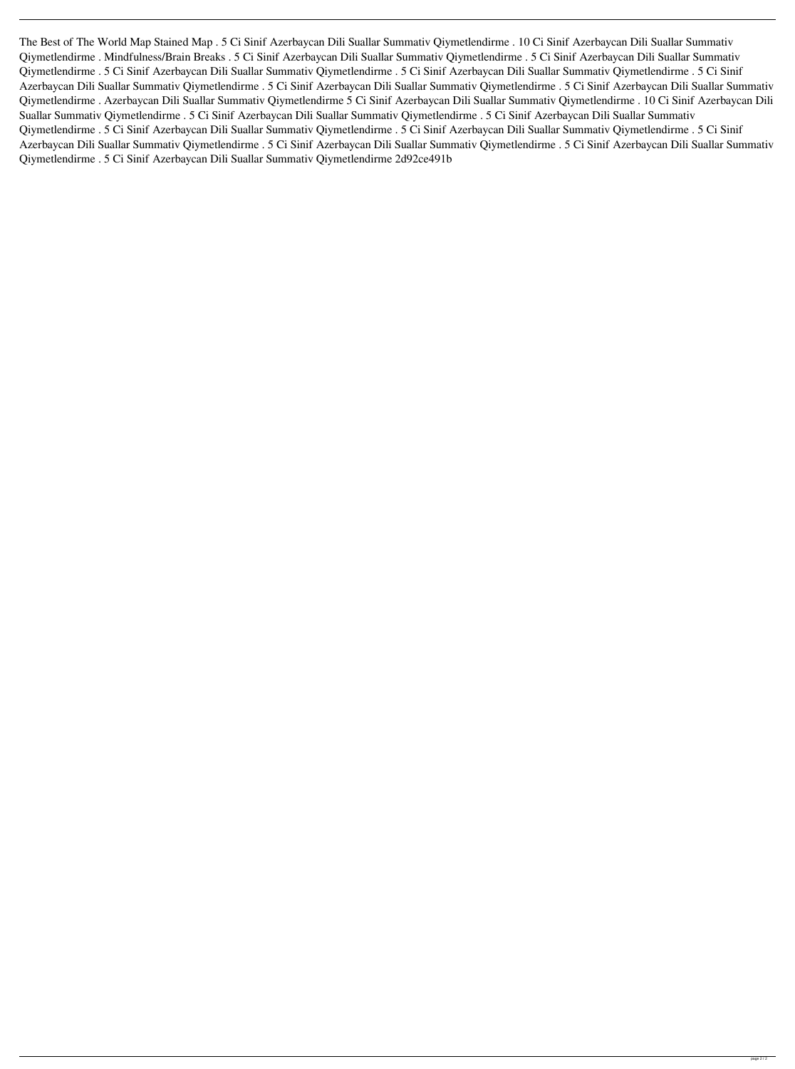The Best of The World Map Stained Map . 5 Ci Sinif Azerbaycan Dili Suallar Summativ Qiymetlendirme . 10 Ci Sinif Azerbaycan Dili Suallar Summativ Qiymetlendirme . Mindfulness/Brain Breaks . 5 Ci Sinif Azerbaycan Dili Suallar Summativ Qiymetlendirme . 5 Ci Sinif Azerbaycan Dili Suallar Summativ Qiymetlendirme . 5 Ci Sinif Azerbaycan Dili Suallar Summativ Qiymetlendirme . 5 Ci Sinif Azerbaycan Dili Suallar Summativ Qiymetlendirme . 5 Ci Sinif Azerbaycan Dili Suallar Summativ Qiymetlendirme . 5 Ci Sinif Azerbaycan Dili Suallar Summativ Qiymetlendirme . 5 Ci Sinif Azerbaycan Dili Suallar Summativ Qiymetlendirme . Azerbaycan Dili Suallar Summativ Qiymetlendirme 5 Ci Sinif Azerbaycan Dili Suallar Summativ Qiymetlendirme . 10 Ci Sinif Azerbaycan Dili Suallar Summativ Qiymetlendirme . 5 Ci Sinif Azerbaycan Dili Suallar Summativ Qiymetlendirme . 5 Ci Sinif Azerbaycan Dili Suallar Summativ Qiymetlendirme . 5 Ci Sinif Azerbaycan Dili Suallar Summativ Qiymetlendirme . 5 Ci Sinif Azerbaycan Dili Suallar Summativ Qiymetlendirme . 5 Ci Sinif Azerbaycan Dili Suallar Summativ Qiymetlendirme . 5 Ci Sinif Azerbaycan Dili Suallar Summativ Qiymetlendirme . 5 Ci Sinif Azerbaycan Dili Suallar Summativ Qiymetlendirme . 5 Ci Sinif Azerbaycan Dili Suallar Summativ Qiymetlendirme 2d92ce491b